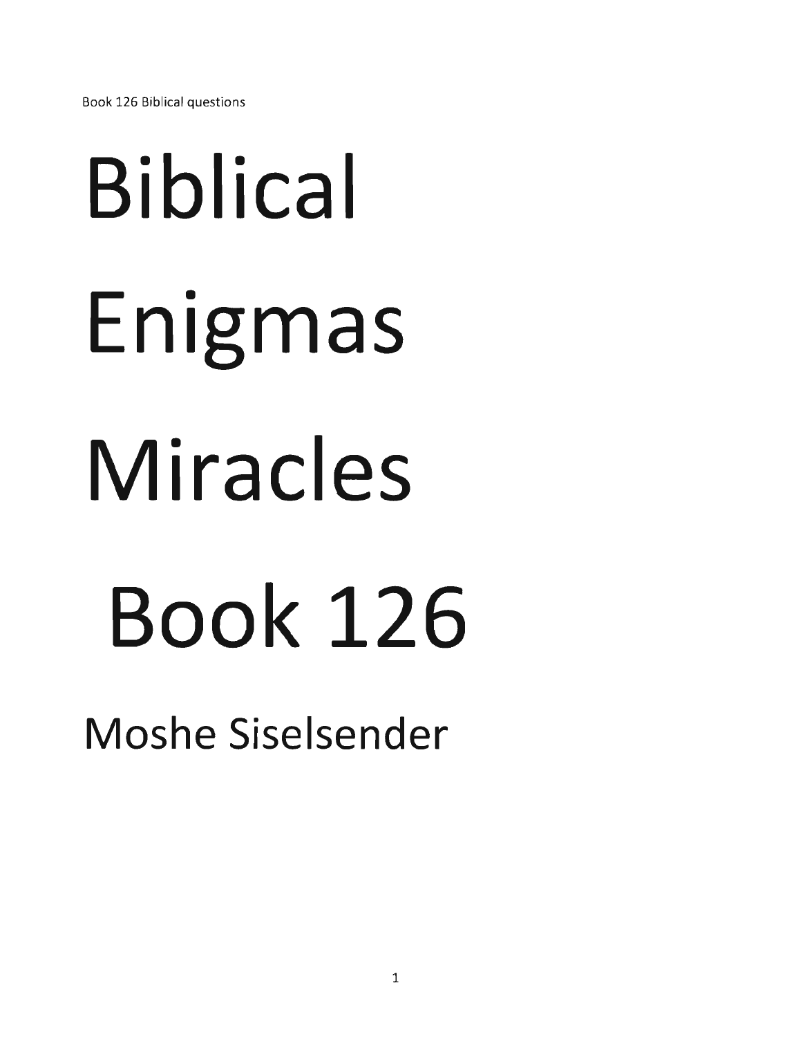# Biblical Enigmas Miracles Book 126

## Moshe Siselsender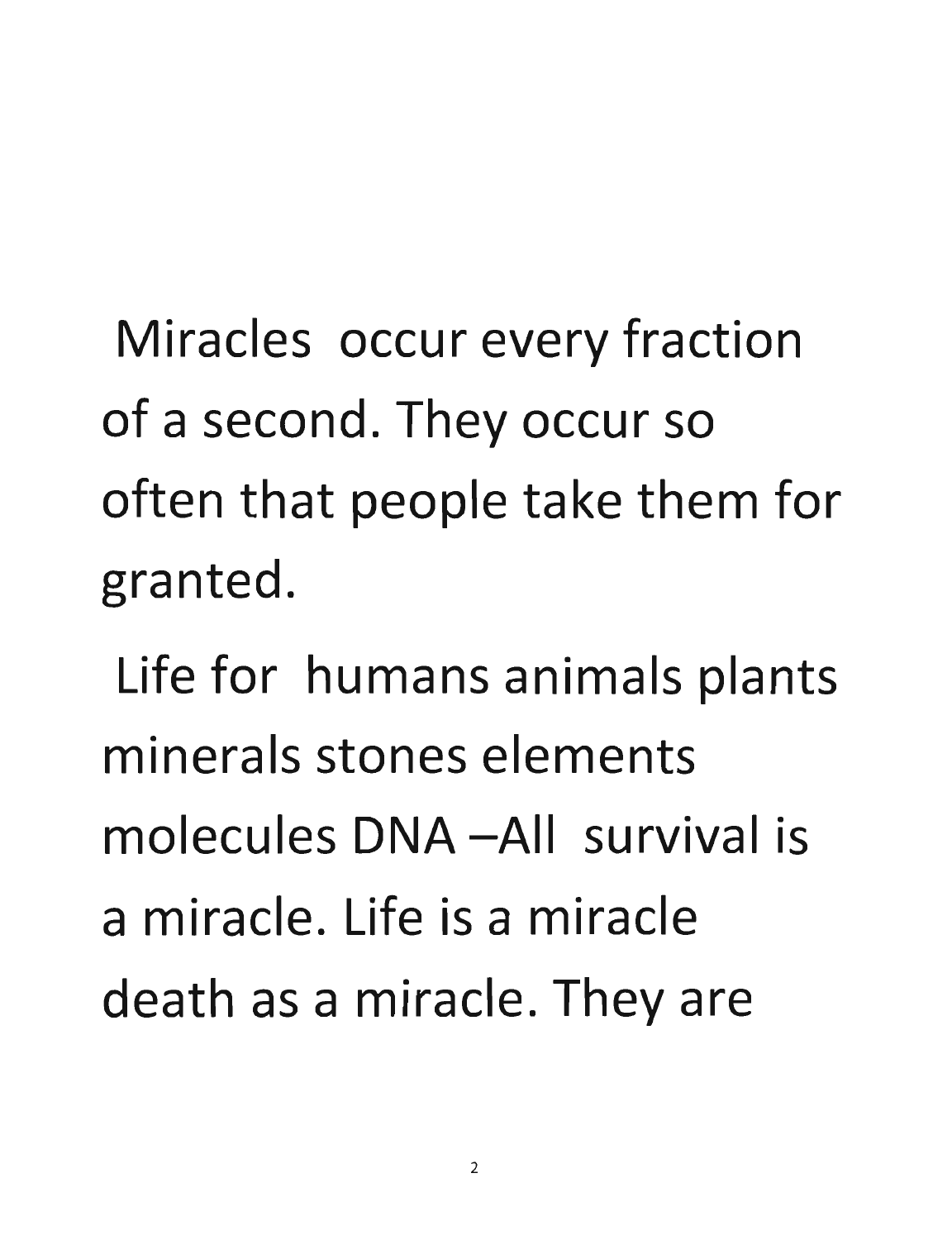Miracles occur every fraction of a second. They occur so often that people take them for granted.

Life for humans animals plants minerals stones elements molecules DNA –All survival is a miracle. Life is a miracle death as a miracle. They are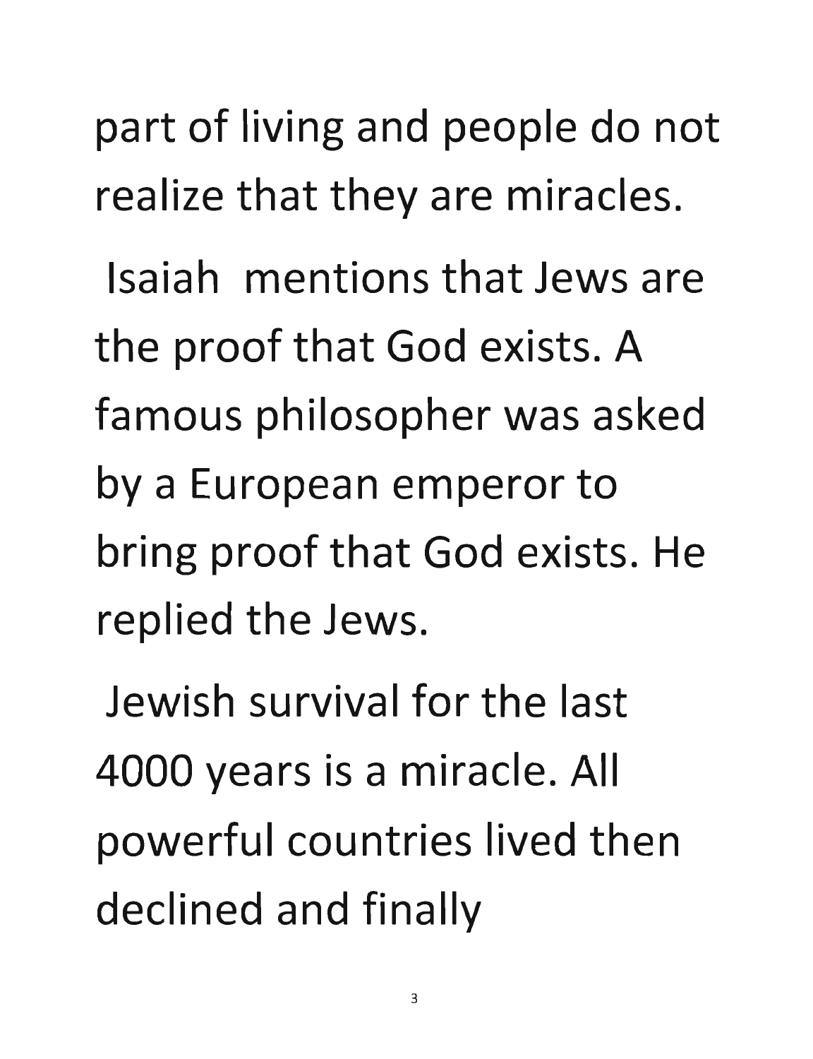part of living and people do not realize that they are miracles.

Isaiah mentions that Jews are the proof that God exists. A famous philosopher was asked by a European emperor to bring proof that God exists. He replied the Jews.

Jewish survival for the last 4000 years is a miracle. All powerful countries lived then declined and finally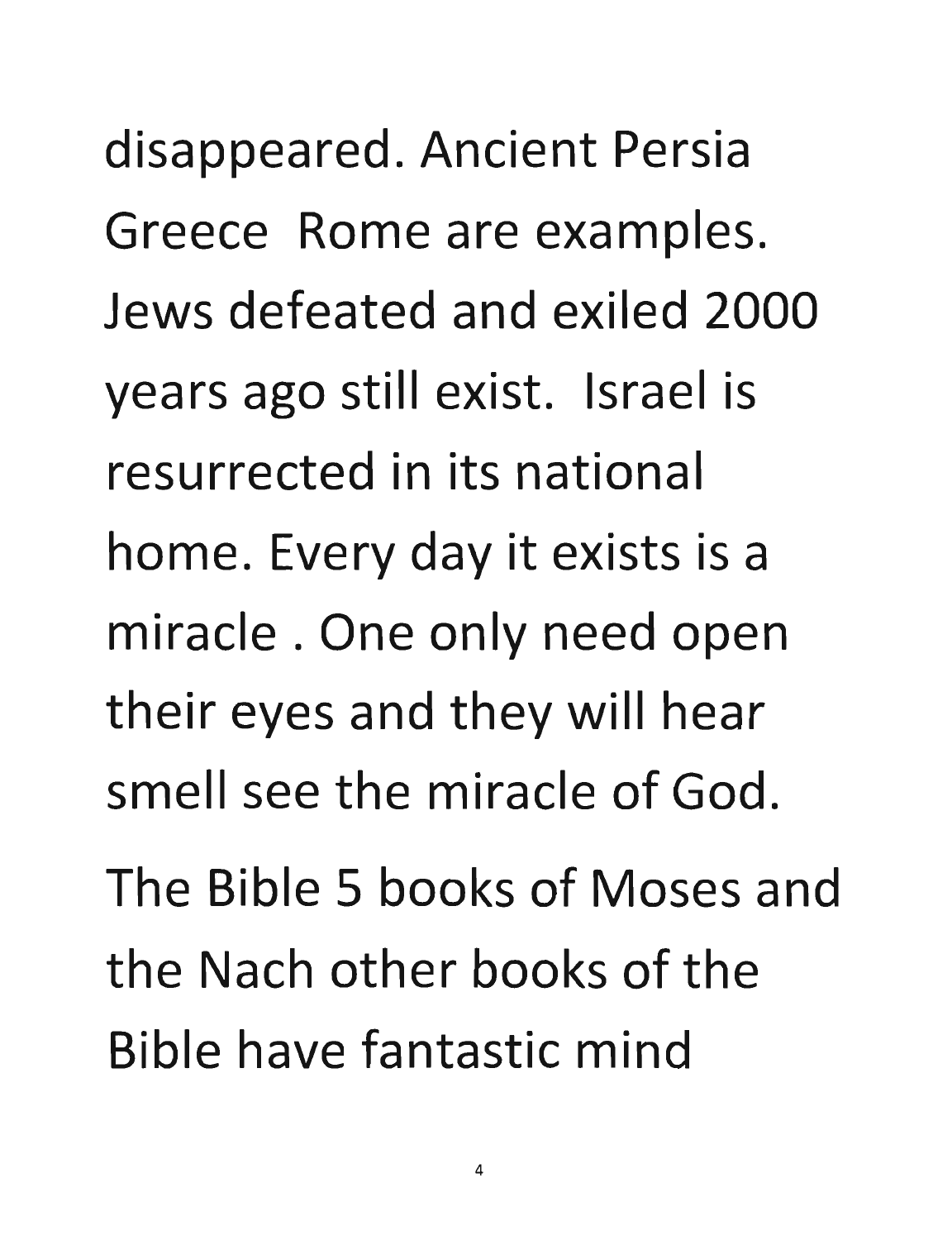disappeared. Ancient Persia Greece Rome are examples. Jews defeated and exiled 2000 years ago still exist. Israel is resurrected in its national home. Every day it exists is a miracle . One only need open their eyes and they will hear smell see the miracle of God.

The Bible 5 books of Moses and the Nach other books of the Bible have fantastic mind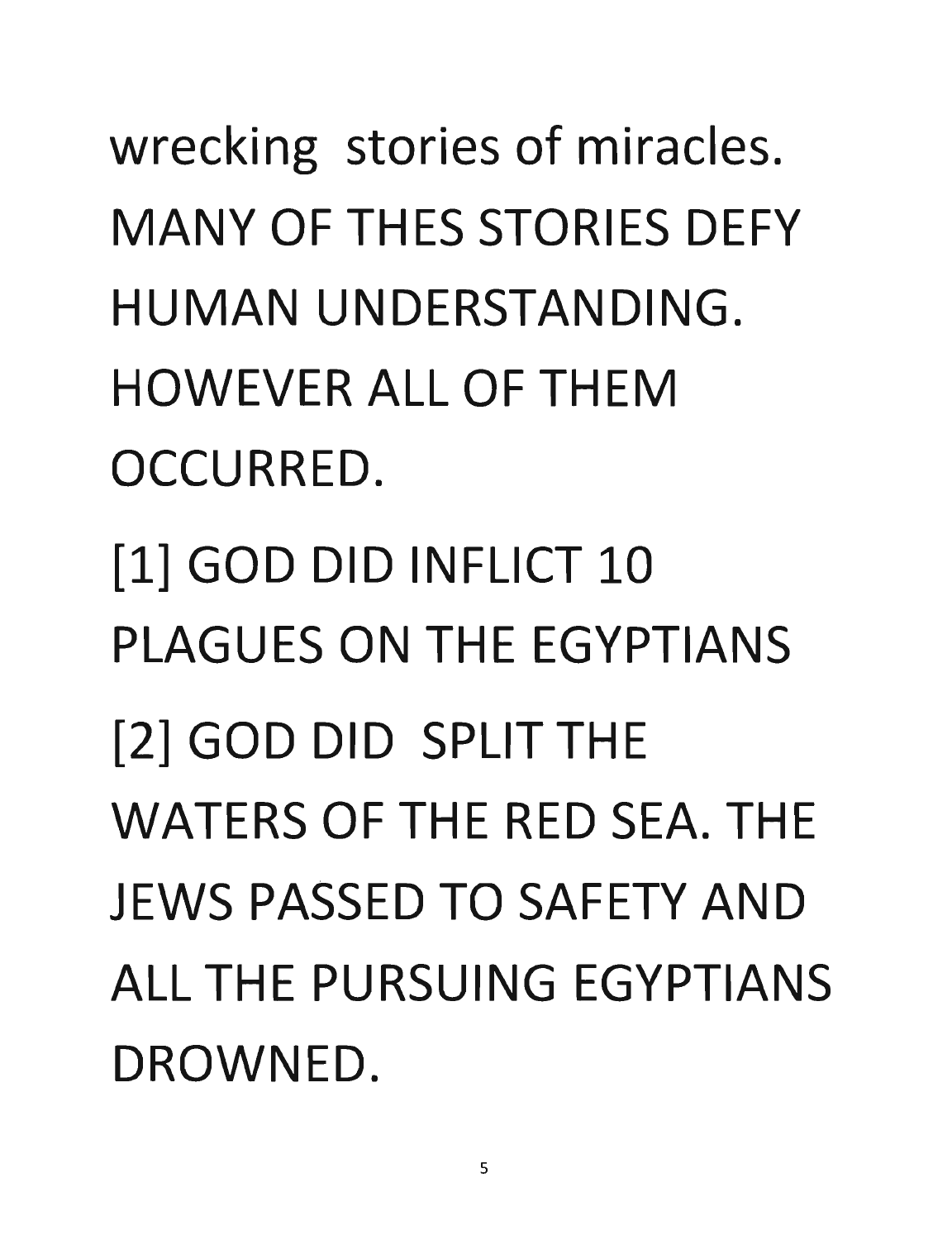wrecking stories of miracles. MANY OF THES STORIES DEFY HUMAN UNDERSTANDING. HOWEVER ALL OF THEM OCCURRED.

[1] GOD DID INFLICT 10 PLAGUES ON THE EGYPTIANS

[2] GOD DID SPLIT THE WATERS OF THE RED SEA. THE JEWS PASSED TO SAFETY AND ALL THE PURSUING EGYPTIANS DROWNED.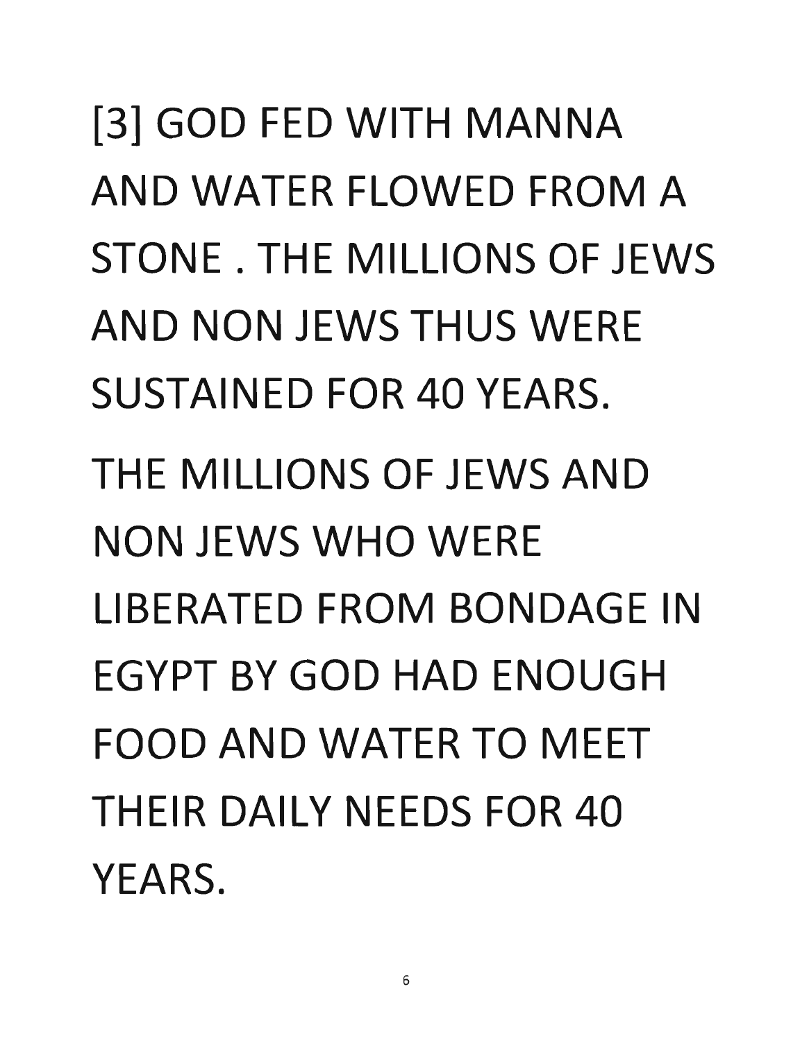[3] GOD FED WITH MANNA AND WATER FLOWED FROM A STONE . THE MILLIONS OF JEWS AND NON JEWS THUS WERE SUSTAINED FOR 40 YEARS.

THE MILLIONS OF JEWS AND NON JEWS WHO WERE LIBERATED FROM BONDAGE IN EGYPT BY GOD HAD ENOUGH FOOD AND WATER TO MEET THEIR DAILY NEEDS FOR 40 YEARS.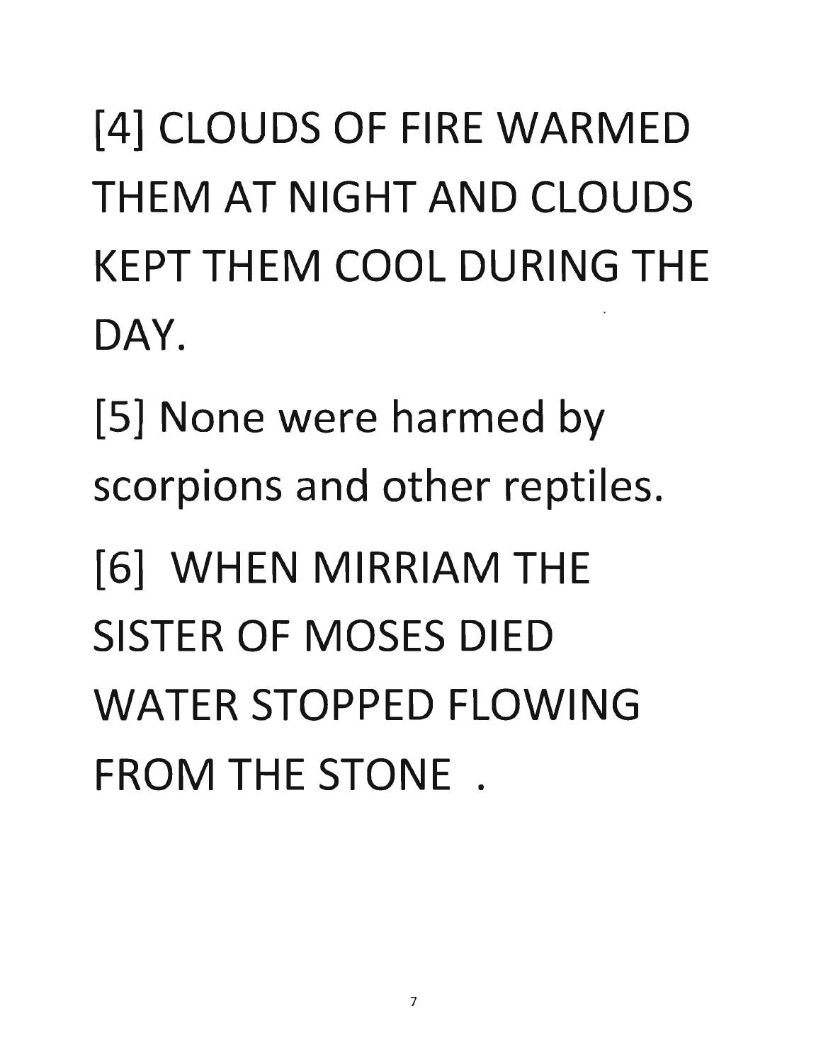[4] CLOUDS OF FIRE WARMED THEM AT NIGHT AND CLOUDS KEPT THEM COOL DURING THE DAY.

[5] None were harmed by scorpions and other reptiles.

[6] WHEN MIRRIAM THE SISTER OF MOSES DIED WATER STOPPED FLOWING FROM THE STONE .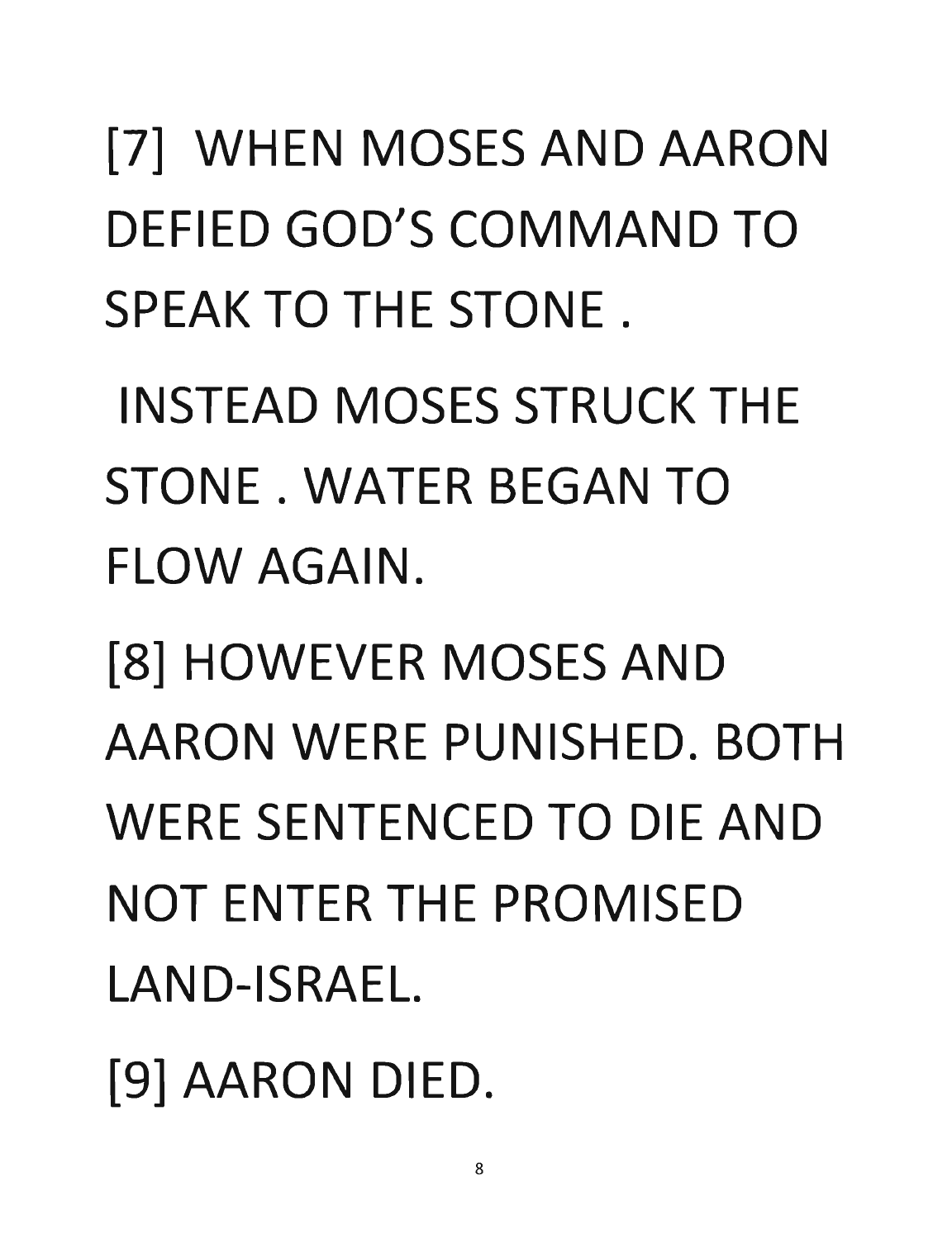[7] WHEN MOSES AND AARON DEFIED GOD'S COMMAND TO SPEAK TO THE STONE .

INSTEAD MOSES STRUCK THE STONE . WATER BEGAN TO FLOW AGAIN.

[8] HOWEVER MOSES AND AARON WERE PUNISHED. BOTH WERE SENTENCED TO DIE AND NOT ENTER THE PROMISED LAND-ISRAEL.

[9] AARON DIED.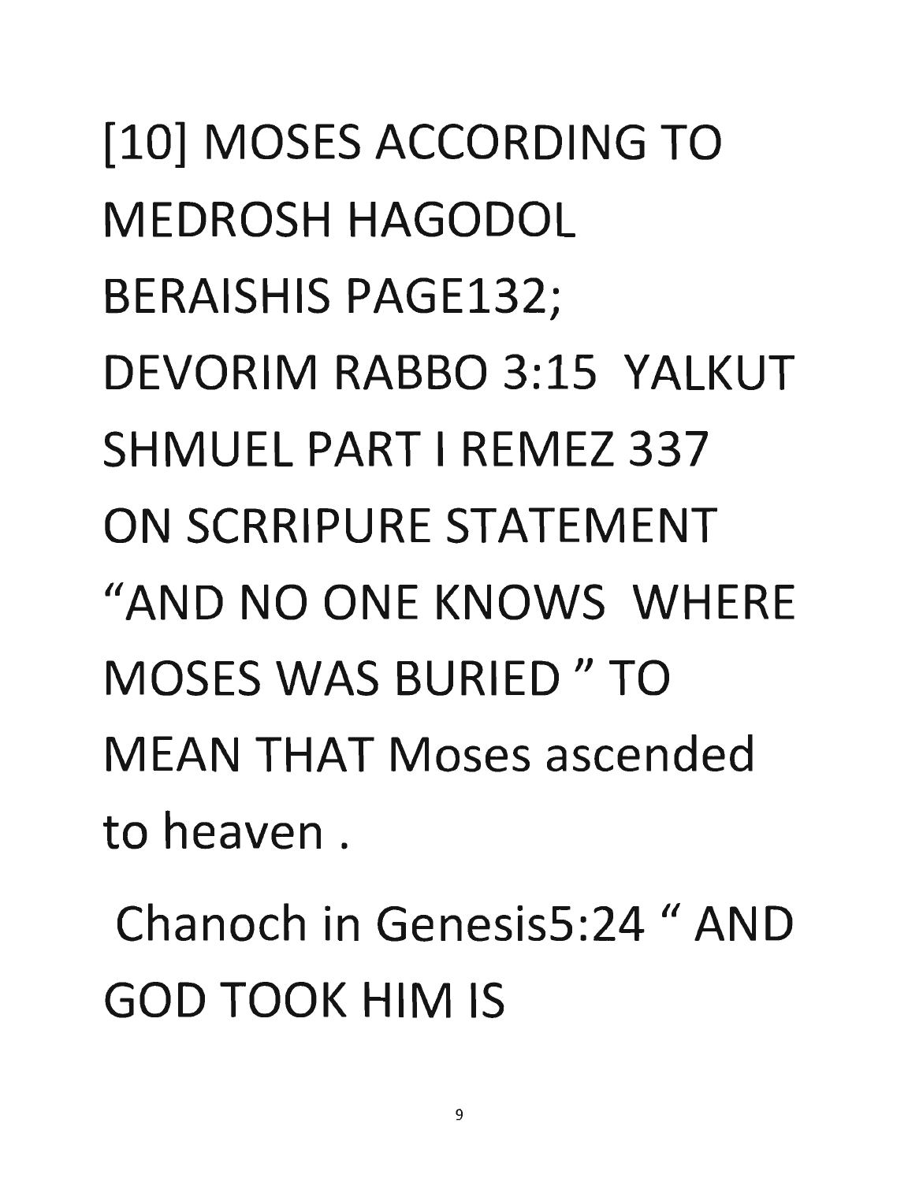[10] MOSES ACCORDING TO MEDROSH HAGODOL BERAISHIS PAGE132; DEVORIM RABBO 3:15 YALKUT SHMUEL PART I REMEZ 337 ON SCRRIPURE STATEMENT "AND NO ONE KNOWS WHERE MOSES WAS BURIED " TO MEAN THAT Moses ascended to heaven .

Chanoch in Genesis5:24 " AND GOD TOOK HIM IS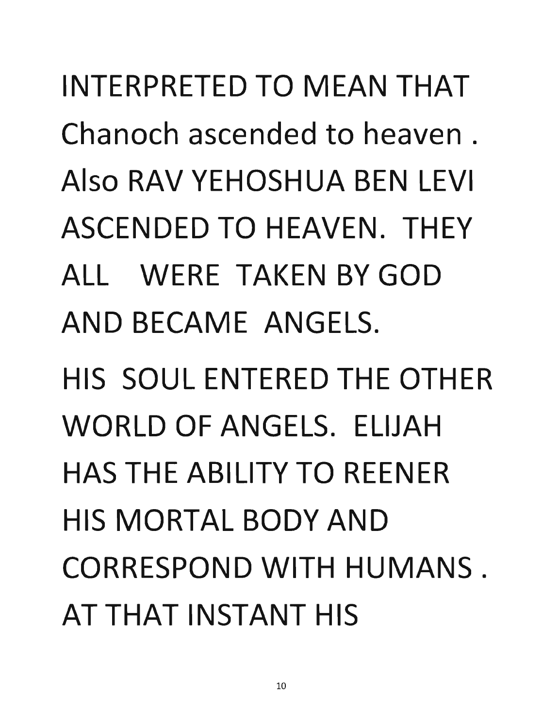INTERPRETED TO MEAN THAT Chanoch ascended to heaven . Also RAV YEHOSHUA BEN LEVI ASCENDED TO HEAVEN. THEY ALL WERE TAKEN BY GOD AND BECAME ANGELS.

HIS SOUL ENTERED THE OTHER WORLD OF ANGELS. ELIJAH HAS THE ABILITY TO REENER HIS MORTAL BODY AND CORRESPOND WITH HUMANS . AT THAT INSTANT HIS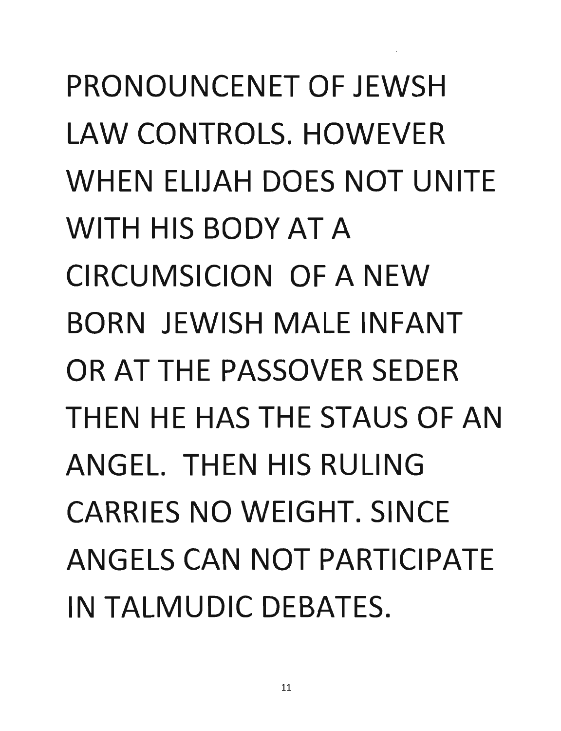PRONOUNCENET OF JEWSH LAW CONTROLS. HOWEVER WHEN ELIJAH DOES NOT UNITE WITH HIS BODY AT A CIRCUMSICION OF A NEW BORN JEWISH MALE INFANT OR AT THE PASSOVER SEDER THEN HE HAS THE STAUS OF AN ANGEL. THEN HIS RULING CARRIES NO WEIGHT. SINCE ANGELS CAN NOT PARTICIPATE IN TALMUDIC DEBATES.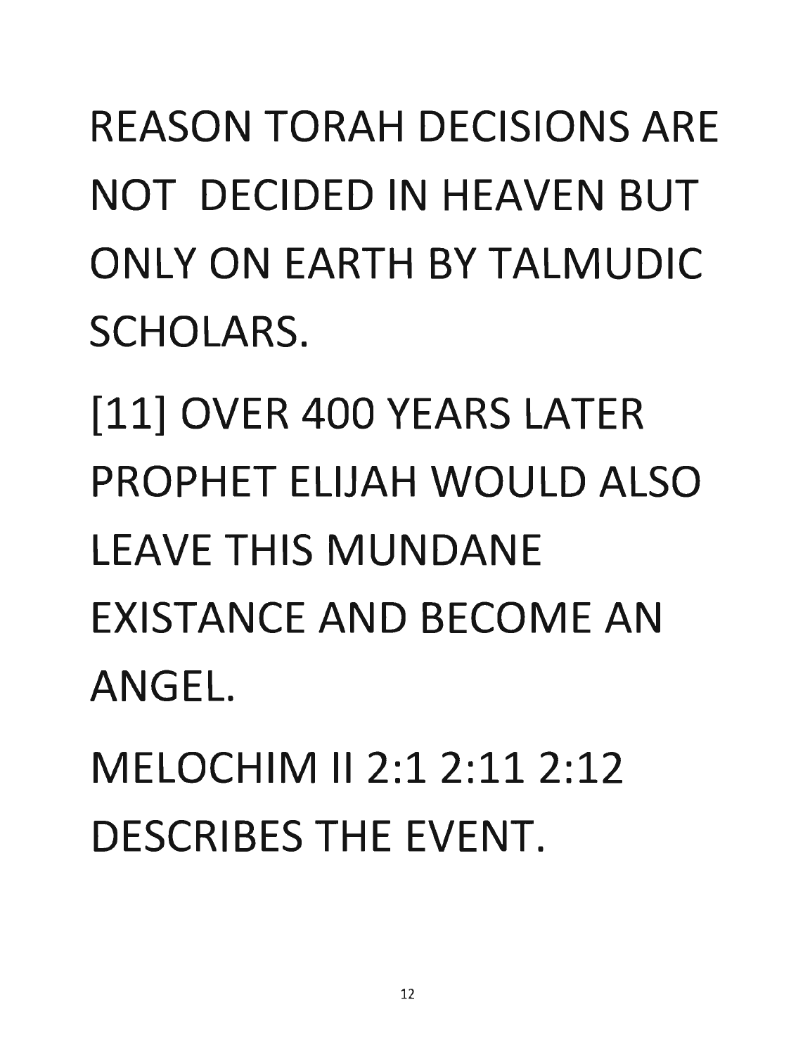REASON TORAH DECISIONS ARE NOT DECIDED IN HEAVEN BUT ONLY ON EARTH BY TALMUDIC SCHOLARS.

[11] OVER 400 YEARS LATER PROPHET ELIJAH WOULD ALSO LEAVE THIS MUNDANE EXISTANCE AND BECOME AN ANGEL.

MELOCHIM II 2:1 2:11 2:12 DESCRIBES THE EVENT.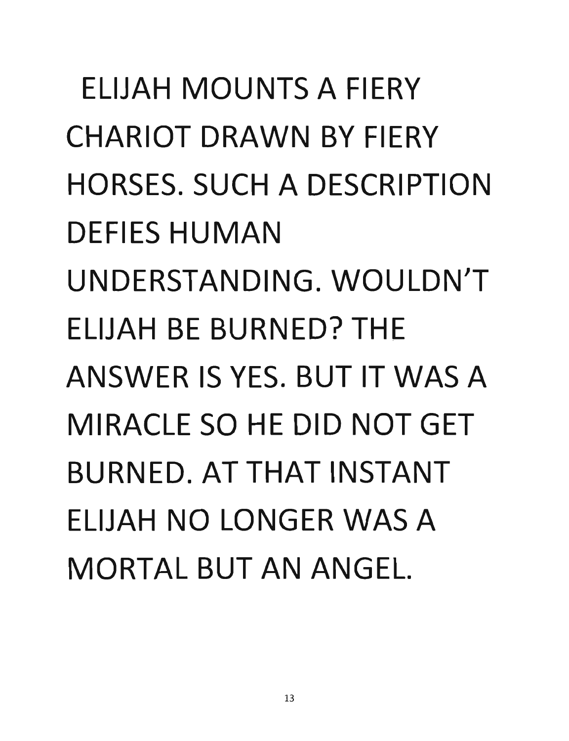ELIJAH MOUNTS A FIERY CHARIOT DRAWN BY FIERY HORSES. SUCH A DESCRIPTION DEFIES HUMAN UNDERSTANDING. WOULDN'T ELIJAH BE BURNED? THE ANSWER IS YES. BUT IT WAS A MIRACLE SO HE DID NOT GET BURNED. AT THAT INSTANT ELIJAH NO LONGER WAS A MORTAL BUT AN ANGEL.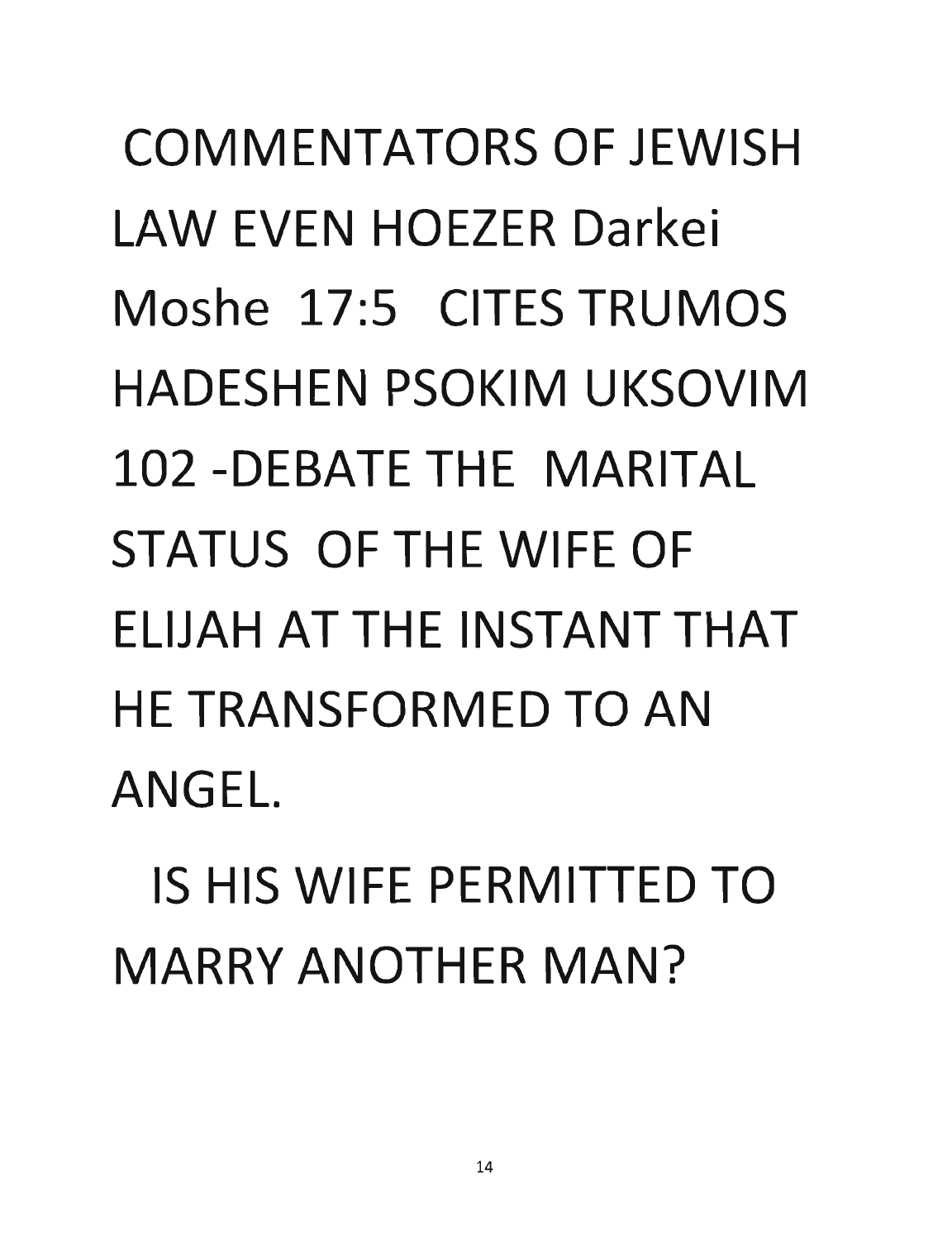COMMENTATORS OF JEWISH LAW EVEN HOEZER Darkei Moshe 17:5 CITES TRUMOS HADESHEN PSOKIM UKSOVIM 102 -DEBATE THE MARITAL STATUS OF THE WIFE OF ELIJAH AT THE INSTANT THAT HE TRANSFORMED TO AN ANGEL.

IS HIS WIFE PERMITTED TO MARRY ANOTHER MAN?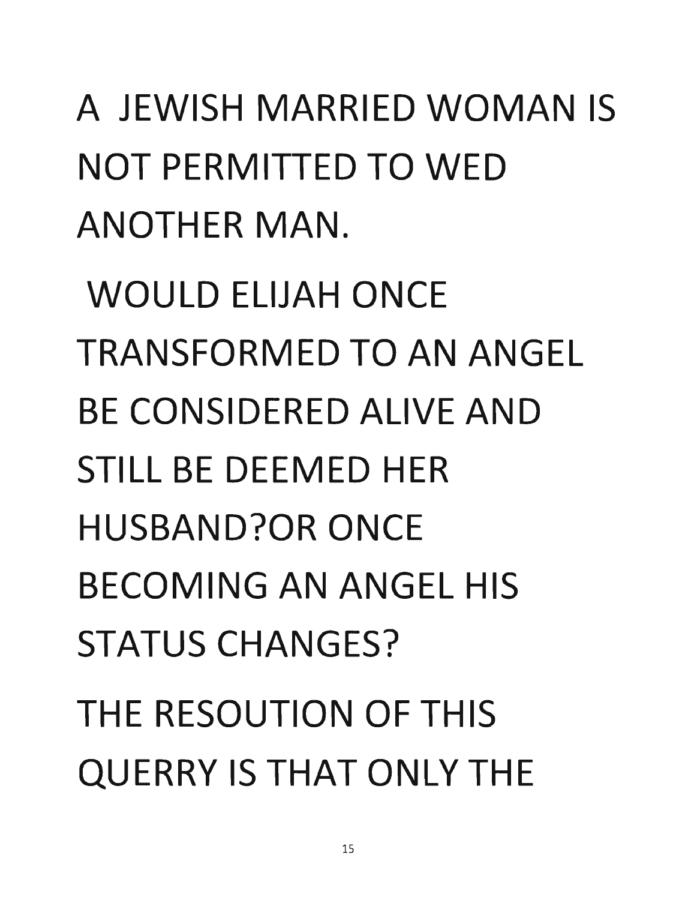A JEWISH MARRIED WOMAN IS NOT PERMITTED TO WED ANOTHER MAN.

WOULD ELIJAH ONCE TRANSFORMED TO AN ANGEL BE CONSIDERED ALIVE AND STILL BE DEEMED HER HUSBAND?OR ONCE BECOMING AN ANGEL HIS STATUS CHANGES?

THE RESOUTION OF THIS QUERRY IS THAT ONLY THE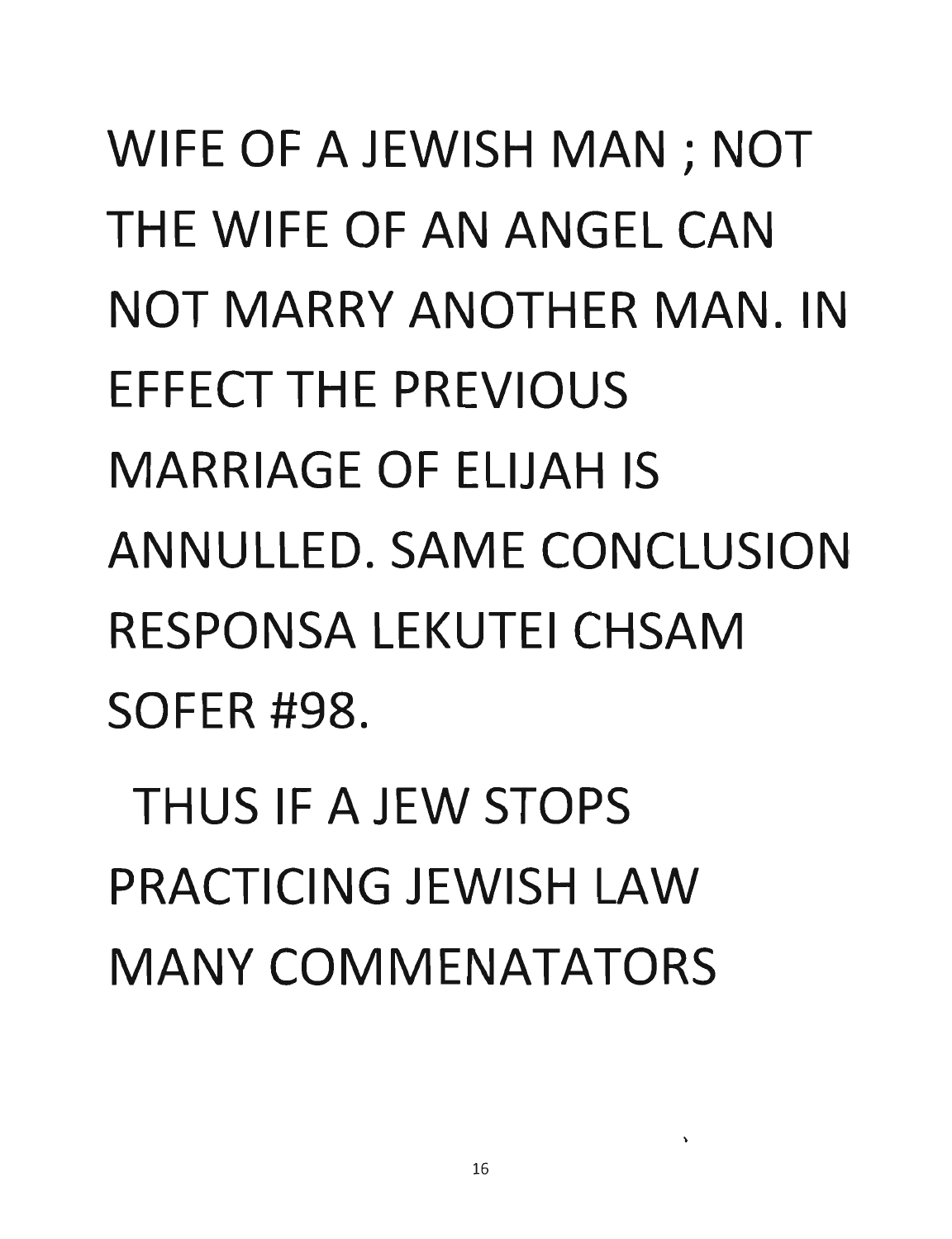WIFE OF A JEWISH MAN ; NOT THE WIFE OF AN ANGEL CAN NOT MARRY ANOTHER MAN. IN EFFECT THE PREVIOUS MARRIAGE OF ELIJAH IS ANNULLED. SAME CONCLUSION RESPONSA LEKUTEI CHSAM SOFER #98.

THUS IF A JEW STOPS PRACTICING JEWISH LAW MANY COMMENATATORS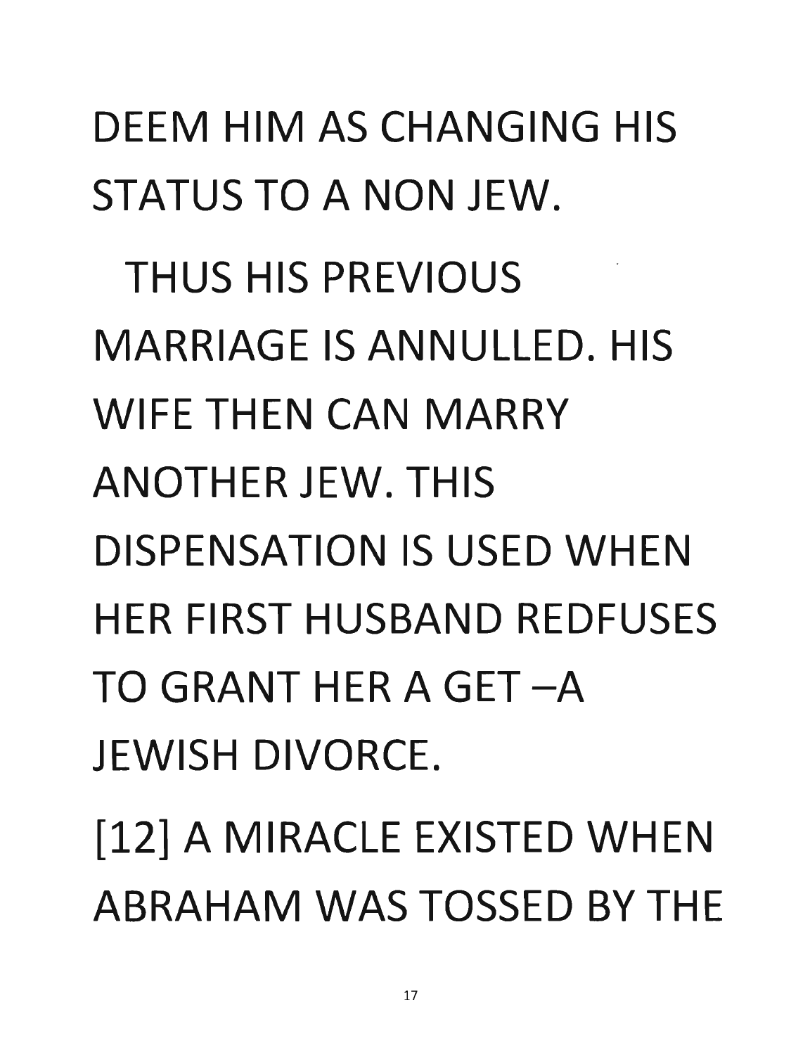DEEM HIM AS CHANGING HIS STATUS TO A NON JEW.

THUS HIS PREVIOUS MARRIAGE IS ANNULLED. HIS WIFE THEN CAN MARRY ANOTHER JEW. THIS DISPENSATION IS USED WHEN HER FIRST HUSBAND REDFUSES TO GRANT HER A GET –A JEWISH DIVORCE.

[12] A MIRACLE EXISTED WHEN ABRAHAM WAS TOSSED BY THE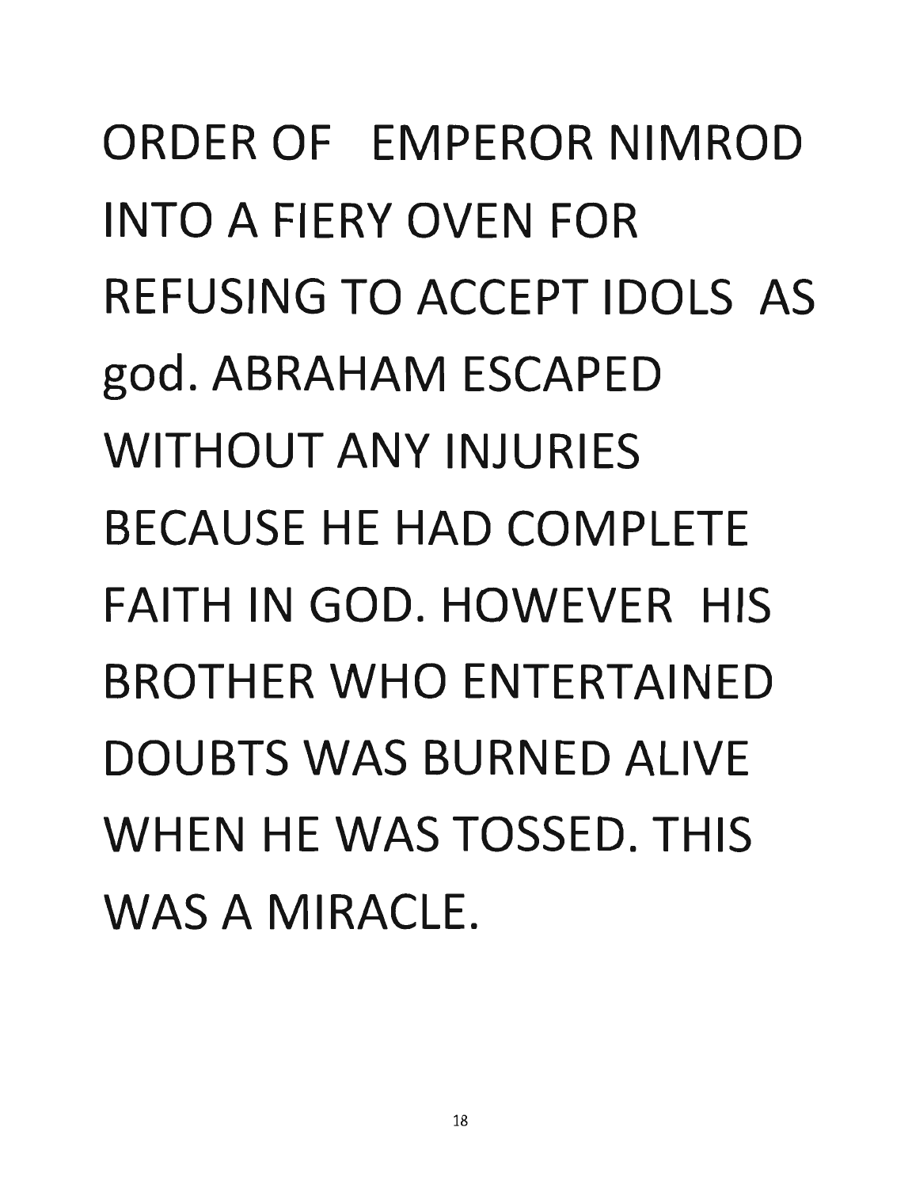ORDER OF EMPEROR NIMROD INTO A FIERY OVEN FOR REFUSING TO ACCEPT IDOLS AS god. ABRAHAM ESCAPED WITHOUT ANY INJURIES BECAUSE HE HAD COMPLETE FAITH IN GOD. HOWEVER HIS BROTHER WHO ENTERTAINED DOUBTS WAS BURNED ALIVE WHEN HE WAS TOSSED. THIS WAS A MIRACLE.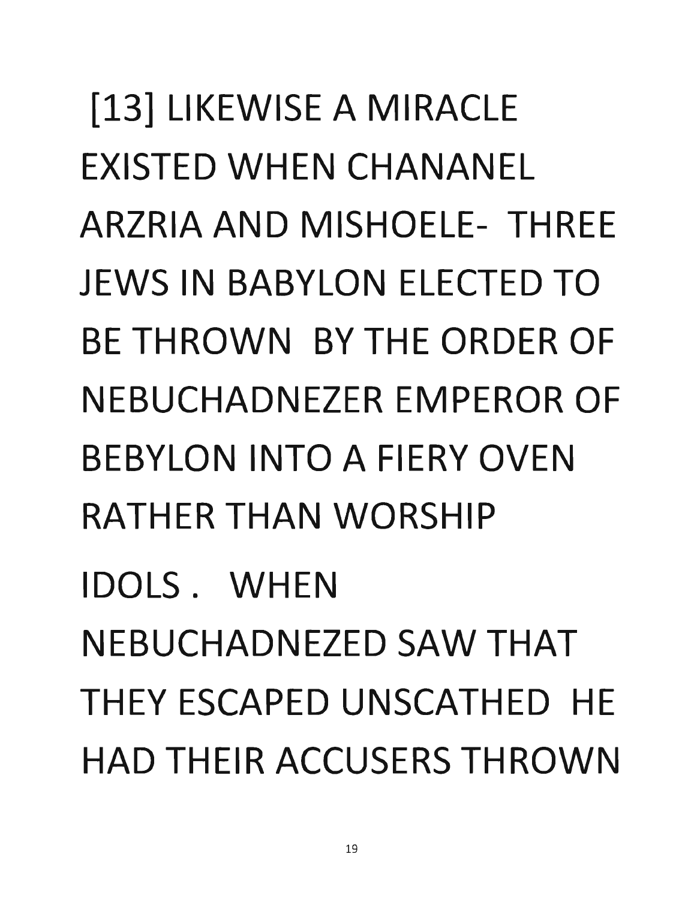[13] LIKEWISE A MIRACLE EXISTED WHEN CHANANEL ARZRIA AND MISHOELE- THREE JEWS IN BABYLON ELECTED TO BE THROWN BY THE ORDER OF NEBUCHADNEZER EMPEROR OF BEBYLON INTO A FIERY OVEN RATHER THAN WORSHIP IDOLS . WHEN NEBUCHADNEZED SAW THAT THEY ESCAPED UNSCATHED HE HAD THEIR ACCUSERS THROWN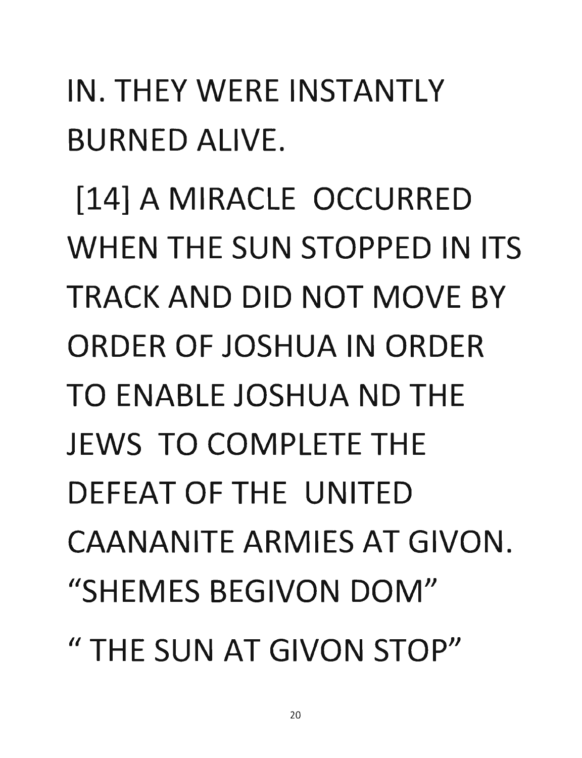IN. THEY WERE INSTANTLY BURNED ALIVE.

[14] A MIRACLE OCCURRED WHEN THE SUN STOPPED IN ITS TRACK AND DID NOT MOVE BY ORDER OF JOSHUA IN ORDER TO ENABLE JOSHUA ND THE JEWS TO COMPLETE THE DEFEAT OF THE UNITED CAANANITE ARMIES AT GIVON. "SHEMES BEGIVON DOM" " THE SUN AT GIVON STOP"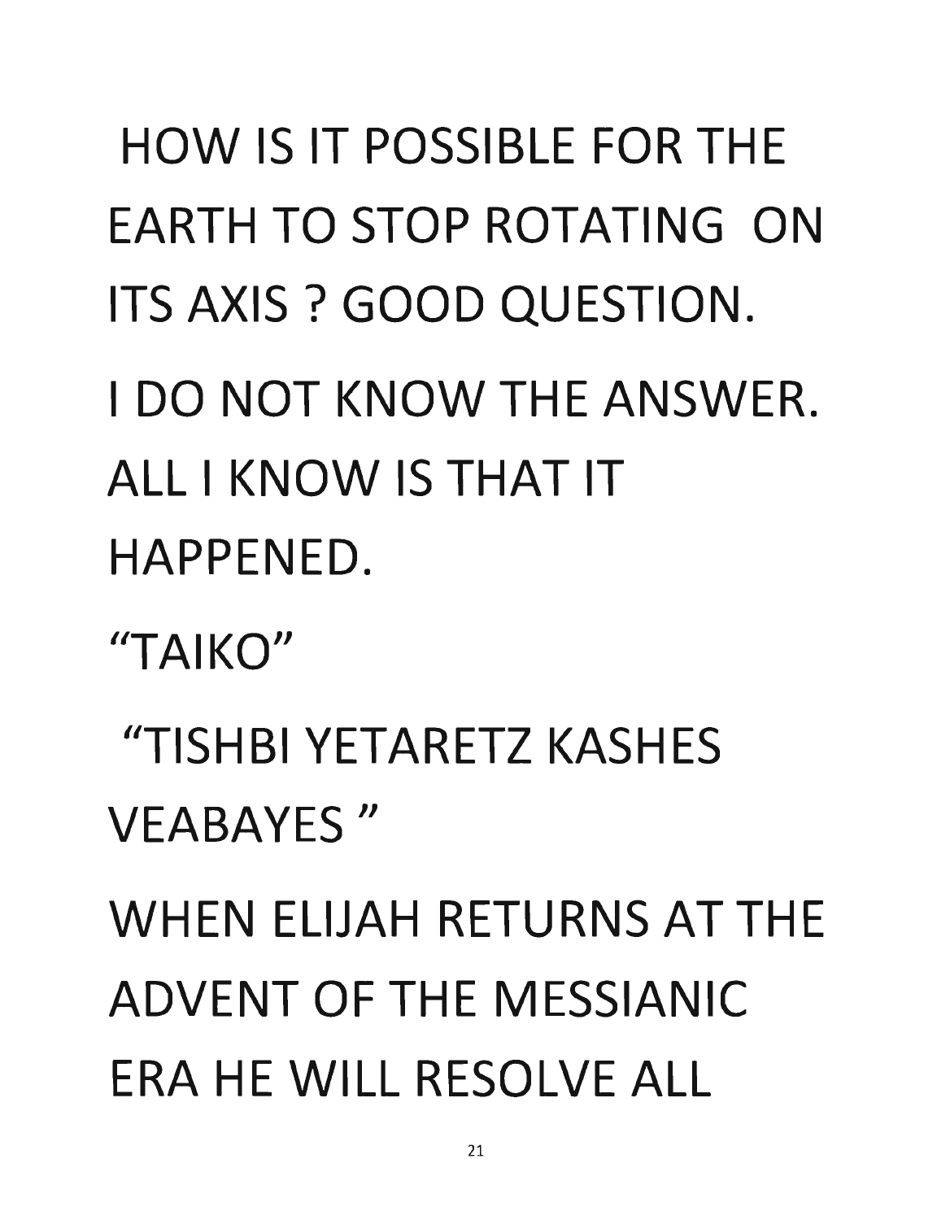HOW IS IT POSSIBLE FOR THE EARTH TO STOP ROTATING ON ITS AXIS ? GOOD QUESTION.

I DO NOT KNOW THE ANSWER. ALL I KNOW IS THAT IT HAPPENED.

"TAIKO"

"TISHBI YETARETZ KASHES VEABAYES "

WHEN ELIJAH RETURNS AT THE ADVENT OF THE MESSIANIC ERA HE WILL RESOLVE ALL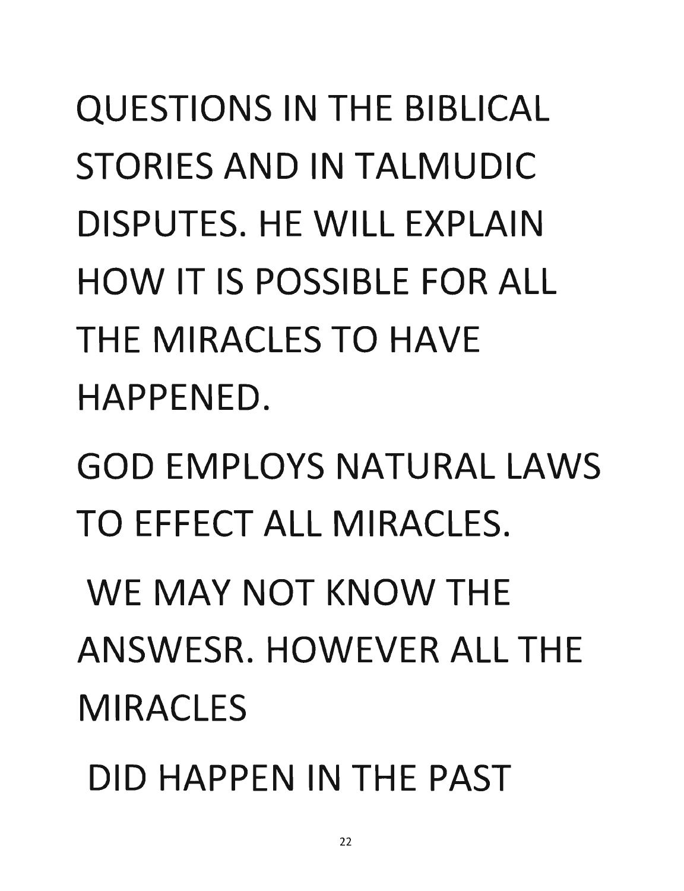QUESTIONS IN THE BIBLICAL STORIES AND IN TALMUDIC DISPUTES. HE WILL EXPLAIN HOW IT IS POSSIBLE FOR ALL THE MIRACLES TO HAVE HAPPENED.

GOD EMPLOYS NATURAL LAWS TO EFFECT ALL MIRACLES.

WE MAY NOT KNOW THE ANSWESR. HOWEVER ALL THE MIRACLES

DID HAPPEN IN THE PAST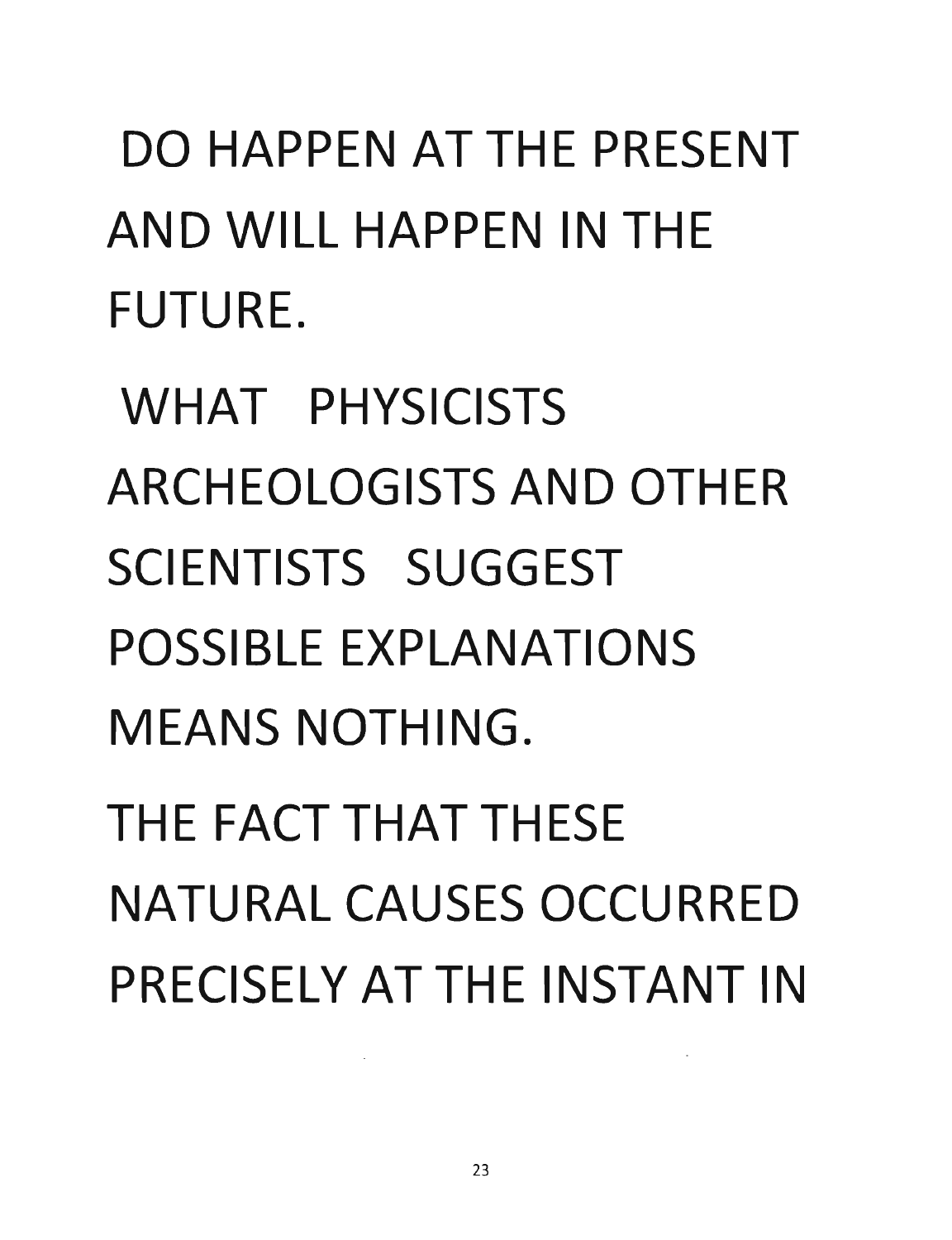DO HAPPEN AT THE PRESENT AND WILL HAPPEN IN THE FUTURE.

WHAT PHYSICISTS ARCHEOLOGISTS AND OTHER SCIENTISTS SUGGEST POSSIBLE EXPLANATIONS MEANS NOTHING.

THE FACT THAT THESE NATURAL CAUSES OCCURRED PRECISELY AT THE INSTANT IN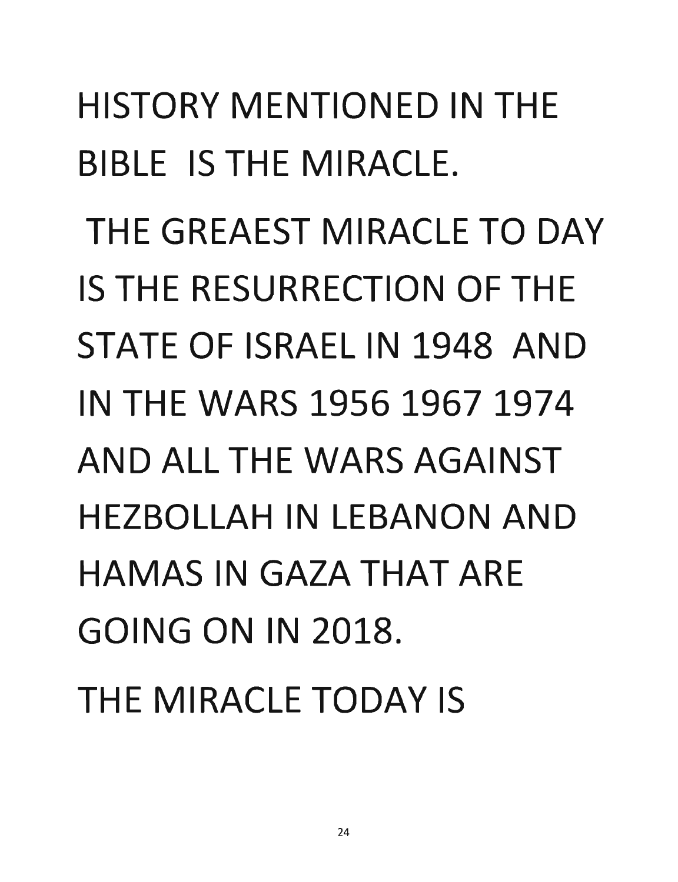HISTORY MENTIONED IN THE BIBLE IS THE MIRACLE.

THE GREAEST MIRACLE TO DAY IS THE RESURRECTION OF THE STATE OF ISRAEL IN 1948 AND IN THE WARS 1956 1967 1974 AND ALL THE WARS AGAINST HEZBOLLAH IN LEBANON AND HAMAS IN GAZA THAT ARE GOING ON IN 2018.

THE MIRACLE TODAY IS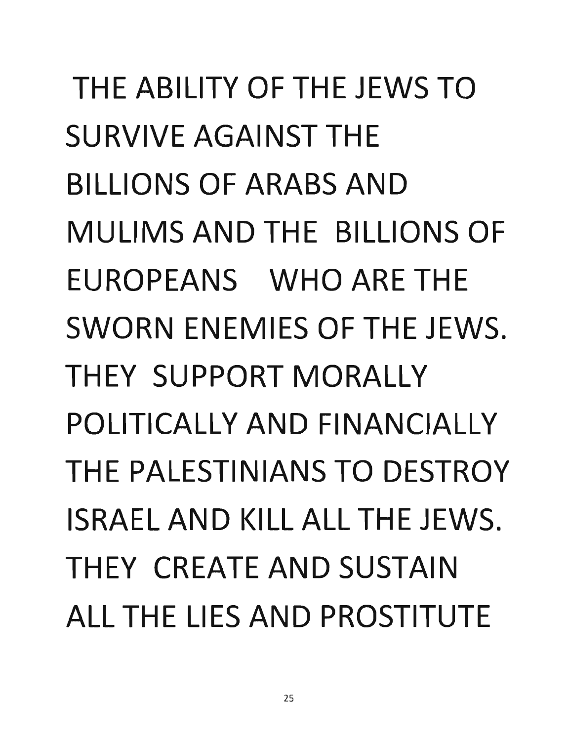THE ABILITY OF THE JEWS TO SURVIVE AGAINST THE BILLIONS OF ARABS AND MULIMS AND THE BILLIONS OF EUROPEANS WHO ARE THE SWORN ENEMIES OF THE JEWS. THEY SUPPORT MORALLY POLITICALLY AND FINANCIALLY THE PALESTINIANS TO DESTROY ISRAEL AND KILL ALL THE JEWS. THEY CREATE AND SUSTAIN ALL THE LIES AND PROSTITUTE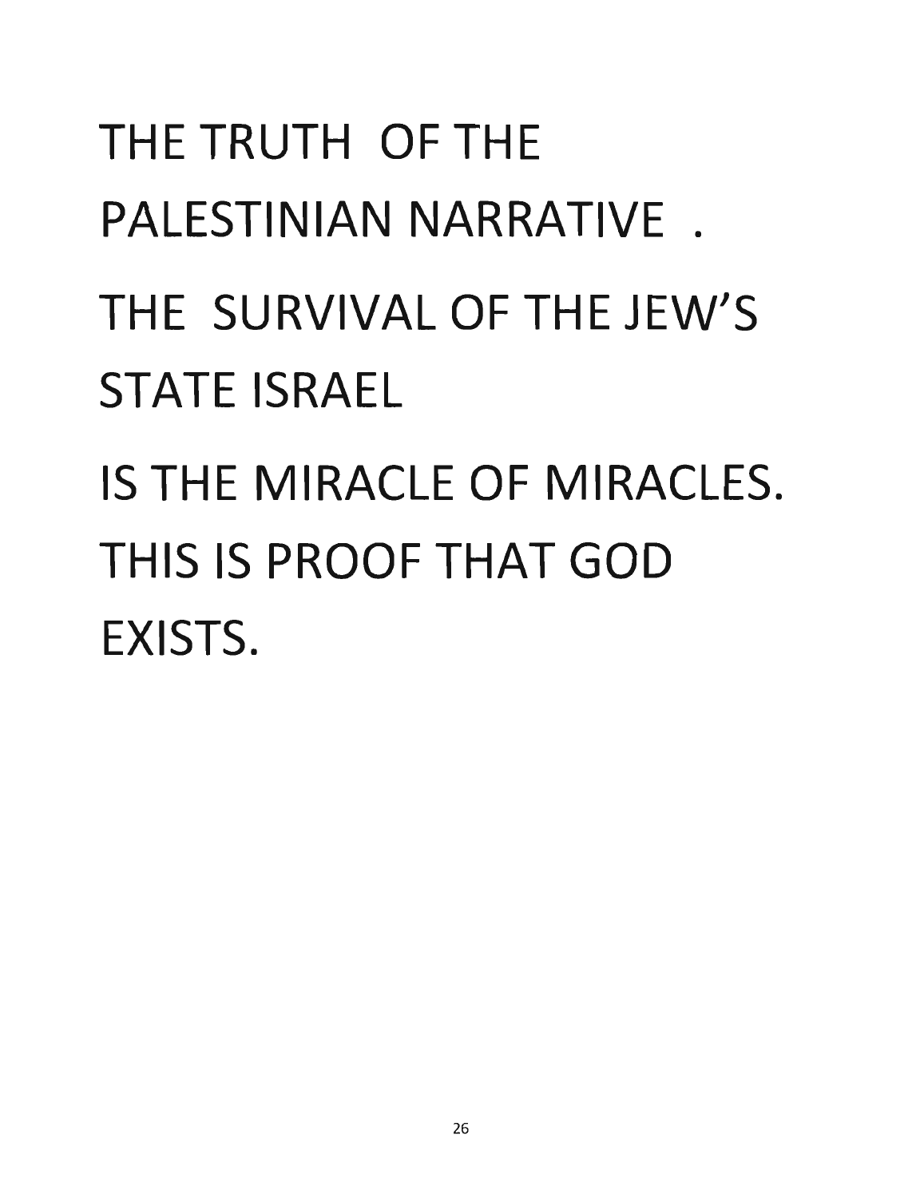THE TRUTH OF THE PALESTINIAN NARRATIVE .

THE SURVIVAL OF THE JEW'S STATE ISRAEL

IS THE MIRACLE OF MIRACLES.

THIS IS PROOF THAT GOD EXISTS.